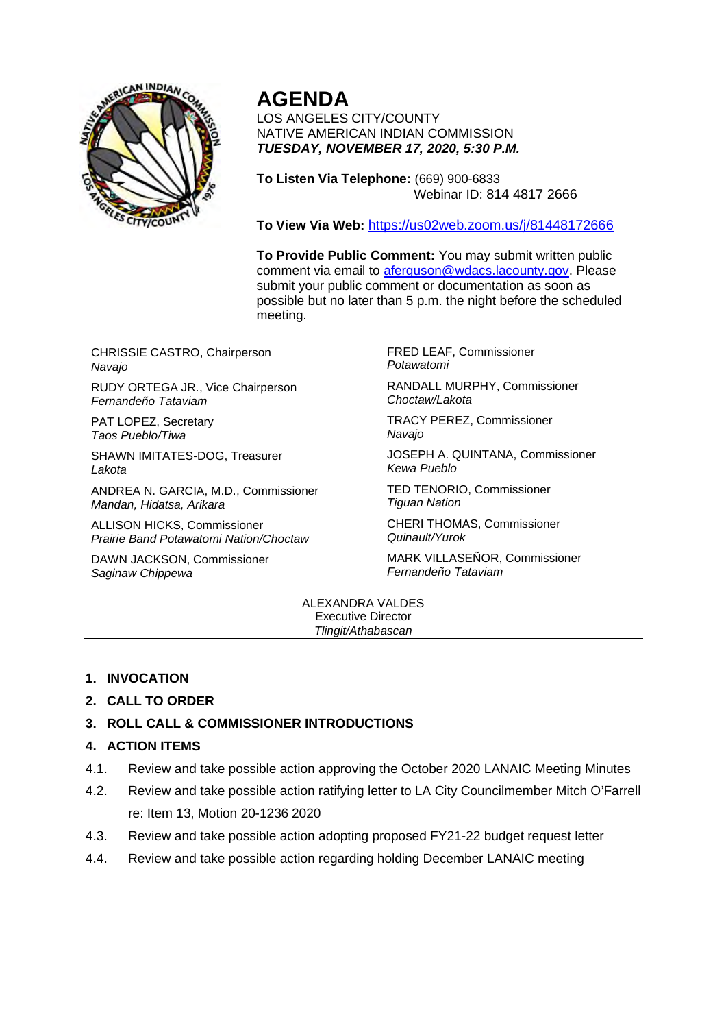# AGENDA

LOS ANGELES CITY/COUNTY
NATIVE AMERICAN INDIAN COMMISSION
***TUESDAY, NOVEMBER 17, 2020, 5:30 P.M.***

**To Listen Via Telephone:** (669) 900-6833
Webinar ID: 814 4817 2666

**To View Via Web:** https://us02web.zoom.us/j/81448172666

**To Provide Public Comment:** You may submit written public comment via email to aferguson@wdacs.lacounty.gov. Please submit your public comment or documentation as soon as possible but no later than 5 p.m. the night before the scheduled meeting.

CHRISSIE CASTRO, Chairperson
*Navajo*

RUDY ORTEGA JR., Vice Chairperson
*Fernandeño Tataviam*

PAT LOPEZ, Secretary
*Taos Pueblo/Tiwa*

SHAWN IMITATES-DOG, Treasurer
*Lakota*

ANDREA N. GARCIA, M.D., Commissioner
*Mandan, Hidatsa, Arikara*

ALLISON HICKS, Commissioner
*Prairie Band Potawatomi Nation/Choctaw*

DAWN JACKSON, Commissioner
*Saginaw Chippewa*

FRED LEAF, Commissioner
*Potawatomi*

RANDALL MURPHY, Commissioner
*Choctaw/Lakota*

TRACY PEREZ, Commissioner
*Navajo*

JOSEPH A. QUINTANA, Commissioner
*Kewa Pueblo*

TED TENORIO, Commissioner
*Tiguan Nation*

CHERI THOMAS, Commissioner
*Quinault/Yurok*

MARK VILLASEÑOR, Commissioner
*Fernandeño Tataviam*

ALEXANDRA VALDES
Executive Director
*Tlingit/Athabascan*

---

1. **INVOCATION**
2. **CALL TO ORDER**
3. **ROLL CALL & COMMISSIONER INTRODUCTIONS**
4. **ACTION ITEMS**

4.1. Review and take possible action approving the October 2020 LANAIC Meeting Minutes

4.2. Review and take possible action ratifying letter to LA City Councilmember Mitch O'Farrell re: Item 13, Motion 20-1236 2020

4.3. Review and take possible action adopting proposed FY21-22 budget request letter

4.4. Review and take possible action regarding holding December LANAIC meeting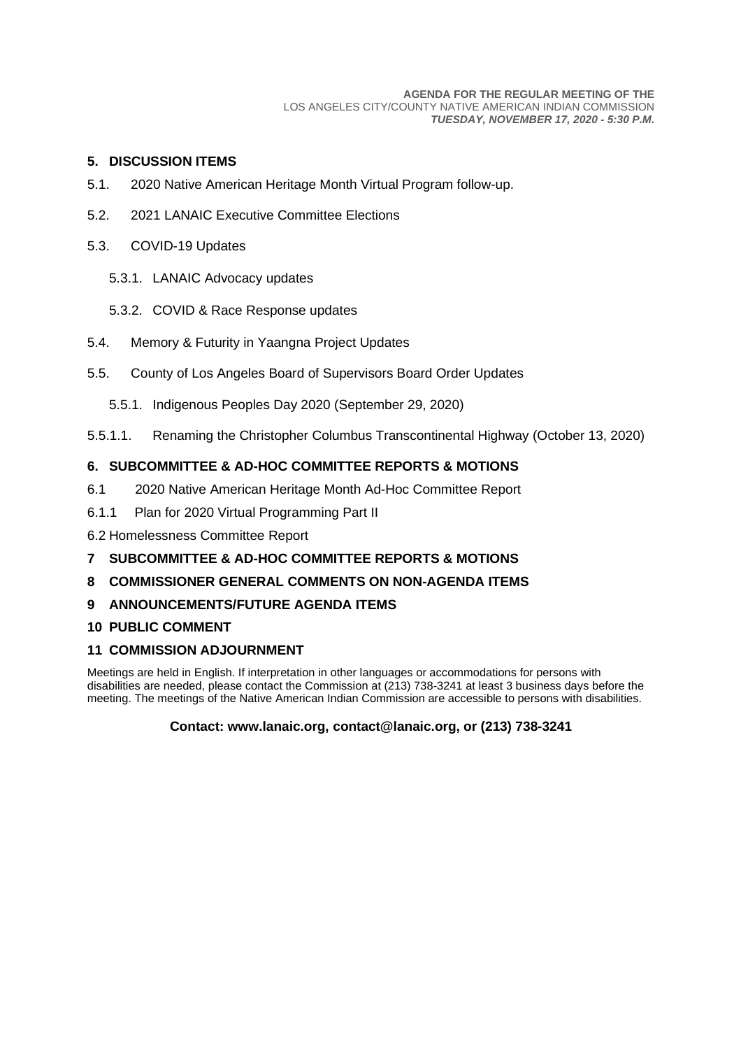## 5. DISCUSSION ITEMS

5.1. 2020 Native American Heritage Month Virtual Program follow-up.

5.2. 2021 LANAIC Executive Committee Elections

5.3. COVID-19 Updates

5.3.1. LANAIC Advocacy updates

5.3.2. COVID & Race Response updates

5.4. Memory & Futurity in Yaangna Project Updates

5.5. County of Los Angeles Board of Supervisors Board Order Updates

5.5.1. Indigenous Peoples Day 2020 (September 29, 2020)

5.5.1.1. Renaming the Christopher Columbus Transcontinental Highway (October 13, 2020)

## 6. SUBCOMMITTEE & AD-HOC COMMITTEE REPORTS & MOTIONS

6.1 2020 Native American Heritage Month Ad-Hoc Committee Report

6.1.1 Plan for 2020 Virtual Programming Part II

6.2 Homelessness Committee Report

## 7 SUBCOMMITTEE & AD-HOC COMMITTEE REPORTS & MOTIONS

## 8 COMMISSIONER GENERAL COMMENTS ON NON-AGENDA ITEMS

## 9 ANNOUNCEMENTS/FUTURE AGENDA ITEMS

## 10 PUBLIC COMMENT

## 11 COMMISSION ADJOURNMENT

Meetings are held in English. If interpretation in other languages or accommodations for persons with disabilities are needed, please contact the Commission at (213) 738-3241 at least 3 business days before the meeting. The meetings of the Native American Indian Commission are accessible to persons with disabilities.

**Contact: www.lanaic.org, contact@lanaic.org, or (213) 738-3241**